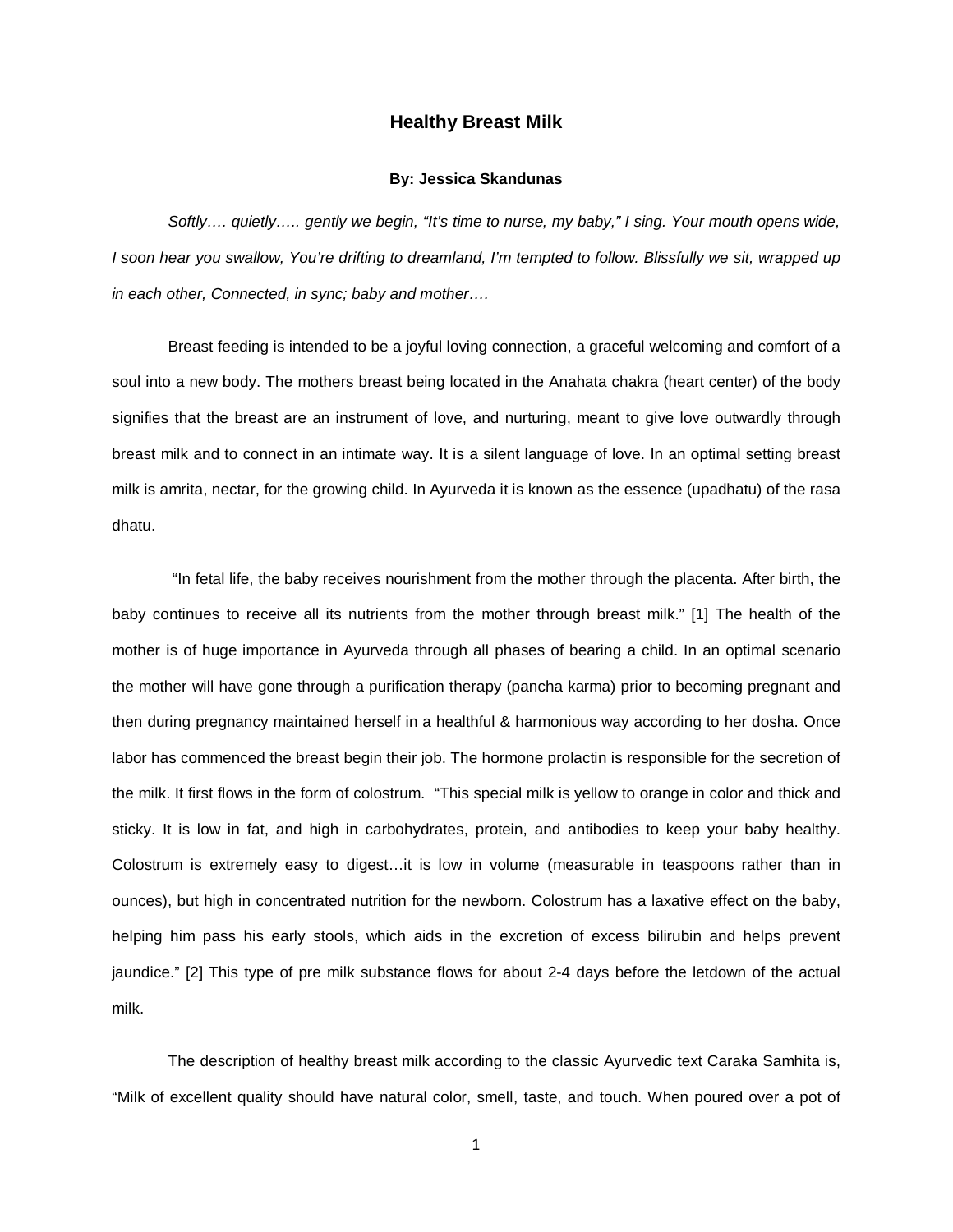# Healthy Breast Milk

**By: Jessica Skandunas**

*Softly…. quietly….. gently we begin, "It's time to nurse, my baby," I sing. Your mouth opens wide, I soon hear you swallow, You're drifting to dreamland, I'm tempted to follow. Blissfully we sit, wrapped up in each other, Connected, in sync; baby and mother….*

Breast feeding is intended to be a joyful loving connection, a graceful welcoming and comfort of a soul into a new body. The mothers breast being located in the Anahata chakra (heart center) of the body signifies that the breast are an instrument of love, and nurturing, meant to give love outwardly through breast milk and to connect in an intimate way. It is a silent language of love. In an optimal setting breast milk is amrita, nectar, for the growing child. In Ayurveda it is known as the essence (upadhatu) of the rasa dhatu.

"In fetal life, the baby receives nourishment from the mother through the placenta. After birth, the baby continues to receive all its nutrients from the mother through breast milk." [1] The health of the mother is of huge importance in Ayurveda through all phases of bearing a child. In an optimal scenario the mother will have gone through a purification therapy (pancha karma) prior to becoming pregnant and then during pregnancy maintained herself in a healthful & harmonious way according to her dosha. Once labor has commenced the breast begin their job. The hormone prolactin is responsible for the secretion of the milk. It first flows in the form of colostrum. "This special milk is yellow to orange in color and thick and sticky. It is low in fat, and high in carbohydrates, protein, and antibodies to keep your baby healthy. Colostrum is extremely easy to digest…it is low in volume (measurable in teaspoons rather than in ounces), but high in concentrated nutrition for the newborn. Colostrum has a laxative effect on the baby, helping him pass his early stools, which aids in the excretion of excess bilirubin and helps prevent jaundice." [2] This type of pre milk substance flows for about 2-4 days before the letdown of the actual milk.

The description of healthy breast milk according to the classic Ayurvedic text Caraka Samhita is, "Milk of excellent quality should have natural color, smell, taste, and touch. When poured over a pot of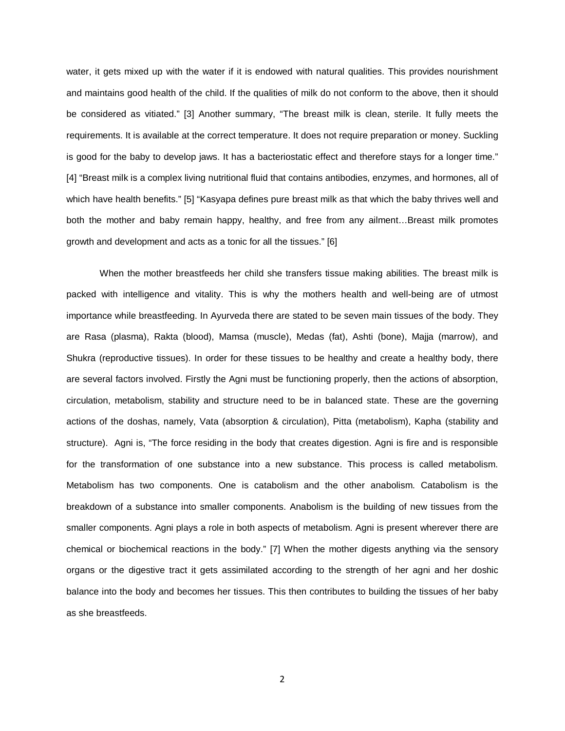water, it gets mixed up with the water if it is endowed with natural qualities. This provides nourishment and maintains good health of the child. If the qualities of milk do not conform to the above, then it should be considered as vitiated." [3] Another summary, "The breast milk is clean, sterile. It fully meets the requirements. It is available at the correct temperature. It does not require preparation or money. Suckling is good for the baby to develop jaws. It has a bacteriostatic effect and therefore stays for a longer time." [4] "Breast milk is a complex living nutritional fluid that contains antibodies, enzymes, and hormones, all of which have health benefits." [5] "Kasyapa defines pure breast milk as that which the baby thrives well and both the mother and baby remain happy, healthy, and free from any ailment…Breast milk promotes growth and development and acts as a tonic for all the tissues." [6]

When the mother breastfeeds her child she transfers tissue making abilities. The breast milk is packed with intelligence and vitality. This is why the mothers health and well-being are of utmost importance while breastfeeding. In Ayurveda there are stated to be seven main tissues of the body. They are Rasa (plasma), Rakta (blood), Mamsa (muscle), Medas (fat), Ashti (bone), Majja (marrow), and Shukra (reproductive tissues). In order for these tissues to be healthy and create a healthy body, there are several factors involved. Firstly the Agni must be functioning properly, then the actions of absorption, circulation, metabolism, stability and structure need to be in balanced state. These are the governing actions of the doshas, namely, Vata (absorption & circulation), Pitta (metabolism), Kapha (stability and structure). Agni is, "The force residing in the body that creates digestion. Agni is fire and is responsible for the transformation of one substance into a new substance. This process is called metabolism. Metabolism has two components. One is catabolism and the other anabolism. Catabolism is the breakdown of a substance into smaller components. Anabolism is the building of new tissues from the smaller components. Agni plays a role in both aspects of metabolism. Agni is present wherever there are chemical or biochemical reactions in the body." [7] When the mother digests anything via the sensory organs or the digestive tract it gets assimilated according to the strength of her agni and her doshic balance into the body and becomes her tissues. This then contributes to building the tissues of her baby as she breastfeeds.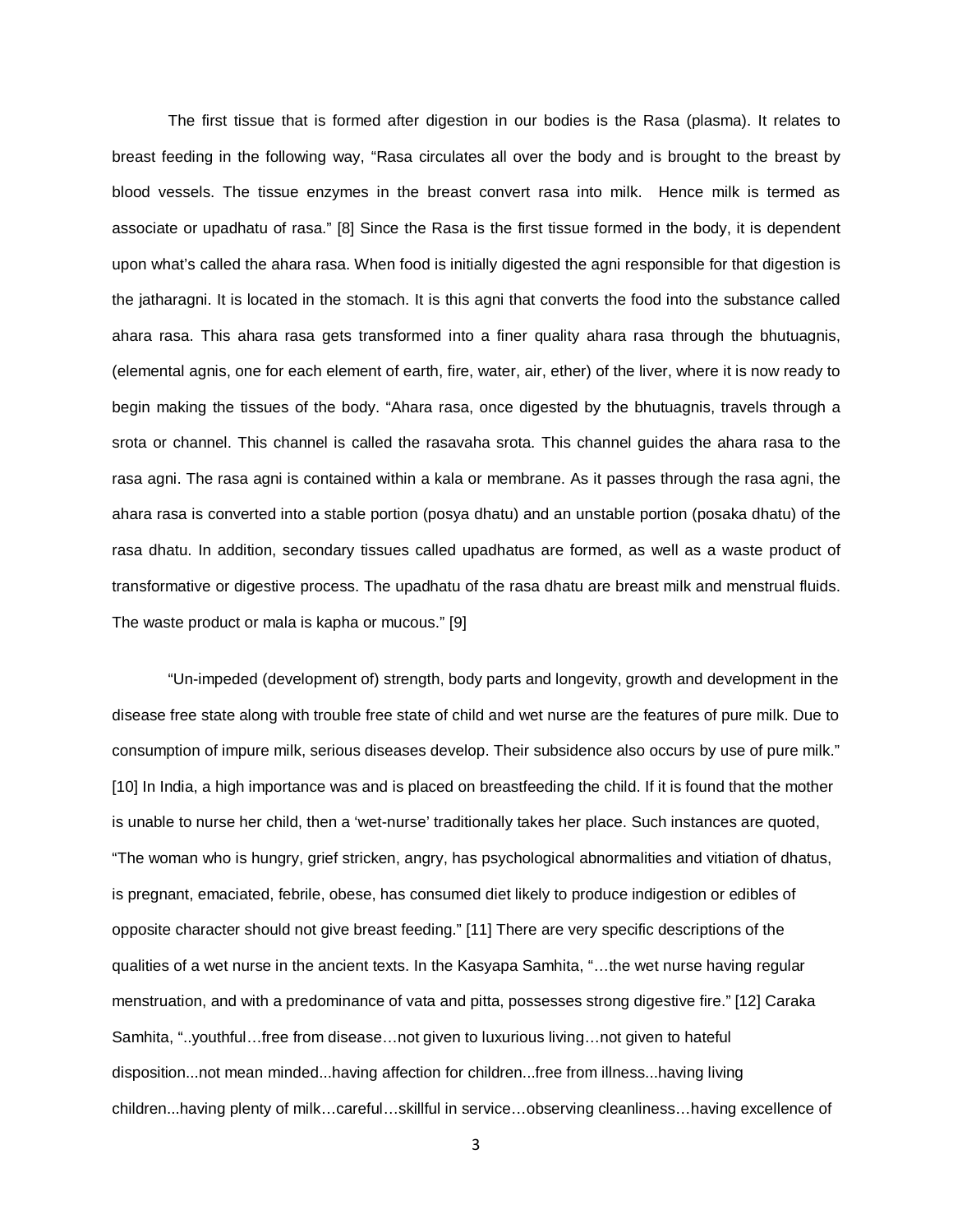The first tissue that is formed after digestion in our bodies is the Rasa (plasma). It relates to breast feeding in the following way, "Rasa circulates all over the body and is brought to the breast by blood vessels. The tissue enzymes in the breast convert rasa into milk. Hence milk is termed as associate or upadhatu of rasa." [8] Since the Rasa is the first tissue formed in the body, it is dependent upon what's called the ahara rasa. When food is initially digested the agni responsible for that digestion is the jatharagni. It is located in the stomach. It is this agni that converts the food into the substance called ahara rasa. This ahara rasa gets transformed into a finer quality ahara rasa through the bhutuagnis, (elemental agnis, one for each element of earth, fire, water, air, ether) of the liver, where it is now ready to begin making the tissues of the body. "Ahara rasa, once digested by the bhutuagnis, travels through a srota or channel. This channel is called the rasavaha srota. This channel guides the ahara rasa to the rasa agni. The rasa agni is contained within a kala or membrane. As it passes through the rasa agni, the ahara rasa is converted into a stable portion (posya dhatu) and an unstable portion (posaka dhatu) of the rasa dhatu. In addition, secondary tissues called upadhatus are formed, as well as a waste product of transformative or digestive process. The upadhatu of the rasa dhatu are breast milk and menstrual fluids. The waste product or mala is kapha or mucous." [9]

"Un-impeded (development of) strength, body parts and longevity, growth and development in the disease free state along with trouble free state of child and wet nurse are the features of pure milk. Due to consumption of impure milk, serious diseases develop. Their subsidence also occurs by use of pure milk." [10] In India, a high importance was and is placed on breastfeeding the child. If it is found that the mother is unable to nurse her child, then a 'wet-nurse' traditionally takes her place. Such instances are quoted, "The woman who is hungry, grief stricken, angry, has psychological abnormalities and vitiation of dhatus, is pregnant, emaciated, febrile, obese, has consumed diet likely to produce indigestion or edibles of opposite character should not give breast feeding." [11] There are very specific descriptions of the qualities of a wet nurse in the ancient texts. In the Kasyapa Samhita, "…the wet nurse having regular menstruation, and with a predominance of vata and pitta, possesses strong digestive fire." [12] Caraka Samhita, "..youthful…free from disease…not given to luxurious living…not given to hateful disposition...not mean minded...having affection for children...free from illness...having living children...having plenty of milk…careful…skillful in service…observing cleanliness…having excellence of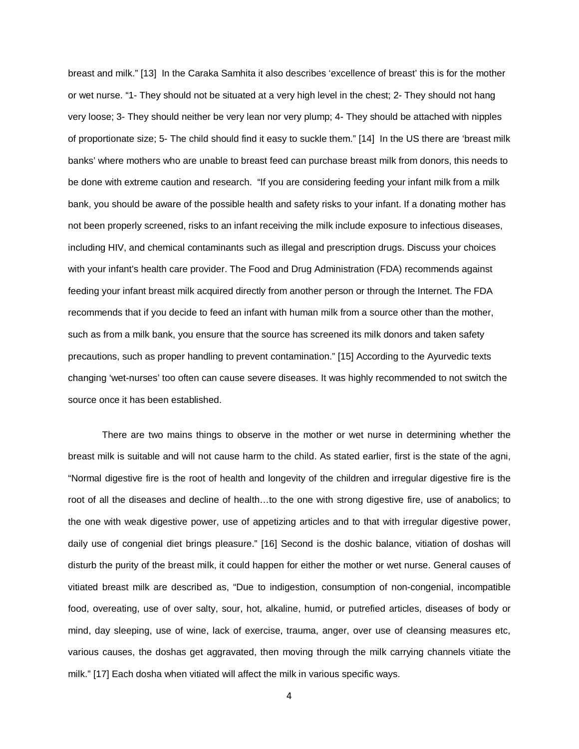breast and milk." [13] In the Caraka Samhita it also describes 'excellence of breast' this is for the mother or wet nurse. "1- They should not be situated at a very high level in the chest; 2- They should not hang very loose; 3- They should neither be very lean nor very plump; 4- They should be attached with nipples of proportionate size; 5- The child should find it easy to suckle them." [14] In the US there are 'breast milk banks' where mothers who are unable to breast feed can purchase breast milk from donors, this needs to be done with extreme caution and research. "If you are considering feeding your infant milk from a milk bank, you should be aware of the possible health and safety risks to your infant. If a donating mother has not been properly screened, risks to an infant receiving the milk include exposure to infectious diseases, including HIV, and chemical contaminants such as illegal and prescription drugs. Discuss your choices with your infant's health care provider. The Food and Drug Administration (FDA) recommends against feeding your infant breast milk acquired directly from another person or through the Internet. The FDA recommends that if you decide to feed an infant with human milk from a source other than the mother, such as from a milk bank, you ensure that the source has screened its milk donors and taken safety precautions, such as proper handling to prevent contamination." [15] According to the Ayurvedic texts changing 'wet-nurses' too often can cause severe diseases. It was highly recommended to not switch the source once it has been established.

There are two mains things to observe in the mother or wet nurse in determining whether the breast milk is suitable and will not cause harm to the child. As stated earlier, first is the state of the agni, "Normal digestive fire is the root of health and longevity of the children and irregular digestive fire is the root of all the diseases and decline of health…to the one with strong digestive fire, use of anabolics; to the one with weak digestive power, use of appetizing articles and to that with irregular digestive power, daily use of congenial diet brings pleasure." [16] Second is the doshic balance, vitiation of doshas will disturb the purity of the breast milk, it could happen for either the mother or wet nurse. General causes of vitiated breast milk are described as, "Due to indigestion, consumption of non-congenial, incompatible food, overeating, use of over salty, sour, hot, alkaline, humid, or putrefied articles, diseases of body or mind, day sleeping, use of wine, lack of exercise, trauma, anger, over use of cleansing measures etc, various causes, the doshas get aggravated, then moving through the milk carrying channels vitiate the milk." [17] Each dosha when vitiated will affect the milk in various specific ways.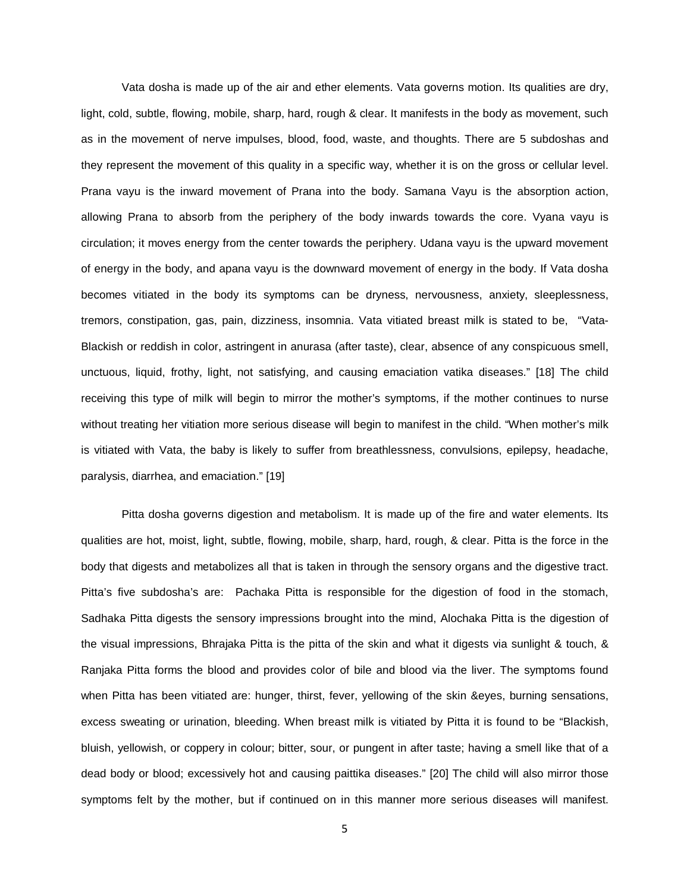Vata dosha is made up of the air and ether elements. Vata governs motion. Its qualities are dry, light, cold, subtle, flowing, mobile, sharp, hard, rough & clear. It manifests in the body as movement, such as in the movement of nerve impulses, blood, food, waste, and thoughts. There are 5 subdoshas and they represent the movement of this quality in a specific way, whether it is on the gross or cellular level. Prana vayu is the inward movement of Prana into the body. Samana Vayu is the absorption action, allowing Prana to absorb from the periphery of the body inwards towards the core. Vyana vayu is circulation; it moves energy from the center towards the periphery. Udana vayu is the upward movement of energy in the body, and apana vayu is the downward movement of energy in the body. If Vata dosha becomes vitiated in the body its symptoms can be dryness, nervousness, anxiety, sleeplessness, tremors, constipation, gas, pain, dizziness, insomnia. Vata vitiated breast milk is stated to be, "Vata- Blackish or reddish in color, astringent in anurasa (after taste), clear, absence of any conspicuous smell, unctuous, liquid, frothy, light, not satisfying, and causing emaciation vatika diseases." [18] The child receiving this type of milk will begin to mirror the mother's symptoms, if the mother continues to nurse without treating her vitiation more serious disease will begin to manifest in the child. "When mother's milk is vitiated with Vata, the baby is likely to suffer from breathlessness, convulsions, epilepsy, headache, paralysis, diarrhea, and emaciation." [19]

Pitta dosha governs digestion and metabolism. It is made up of the fire and water elements. Its qualities are hot, moist, light, subtle, flowing, mobile, sharp, hard, rough, & clear. Pitta is the force in the body that digests and metabolizes all that is taken in through the sensory organs and the digestive tract. Pitta's five subdosha's are: Pachaka Pitta is responsible for the digestion of food in the stomach, Sadhaka Pitta digests the sensory impressions brought into the mind, Alochaka Pitta is the digestion of the visual impressions, Bhrajaka Pitta is the pitta of the skin and what it digests via sunlight & touch, & Ranjaka Pitta forms the blood and provides color of bile and blood via the liver. The symptoms found when Pitta has been vitiated are: hunger, thirst, fever, yellowing of the skin &eyes, burning sensations, excess sweating or urination, bleeding. When breast milk is vitiated by Pitta it is found to be "Blackish, bluish, yellowish, or coppery in colour; bitter, sour, or pungent in after taste; having a smell like that of a dead body or blood; excessively hot and causing paittika diseases." [20] The child will also mirror those symptoms felt by the mother, but if continued on in this manner more serious diseases will manifest.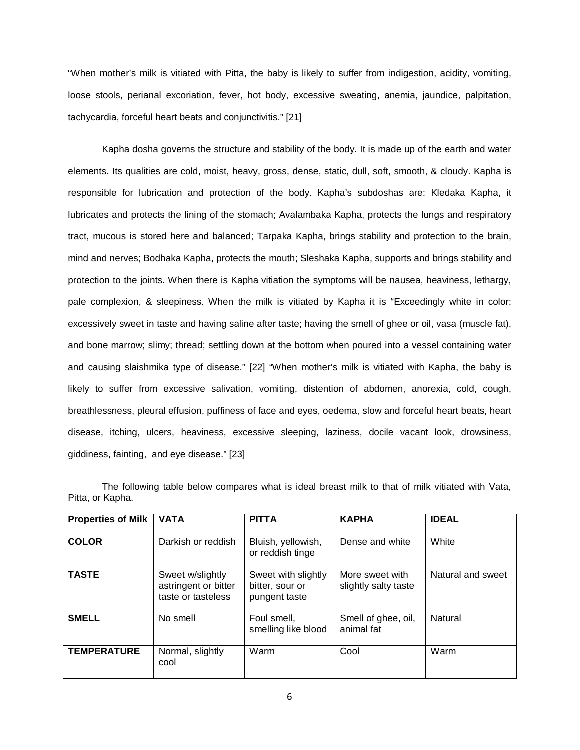"When mother's milk is vitiated with Pitta, the baby is likely to suffer from indigestion, acidity, vomiting, loose stools, perianal excoriation, fever, hot body, excessive sweating, anemia, jaundice, palpitation, tachycardia, forceful heart beats and conjunctivitis." [21]

Kapha dosha governs the structure and stability of the body. It is made up of the earth and water elements. Its qualities are cold, moist, heavy, gross, dense, static, dull, soft, smooth, & cloudy. Kapha is responsible for lubrication and protection of the body. Kapha's subdoshas are: Kledaka Kapha, it lubricates and protects the lining of the stomach; Avalambaka Kapha, protects the lungs and respiratory tract, mucous is stored here and balanced; Tarpaka Kapha, brings stability and protection to the brain, mind and nerves; Bodhaka Kapha, protects the mouth; Sleshaka Kapha, supports and brings stability and protection to the joints. When there is Kapha vitiation the symptoms will be nausea, heaviness, lethargy, pale complexion, & sleepiness. When the milk is vitiated by Kapha it is "Exceedingly white in color; excessively sweet in taste and having saline after taste; having the smell of ghee or oil, vasa (muscle fat), and bone marrow; slimy; thread; settling down at the bottom when poured into a vessel containing water and causing slaishmika type of disease." [22] "When mother's milk is vitiated with Kapha, the baby is likely to suffer from excessive salivation, vomiting, distention of abdomen, anorexia, cold, cough, breathlessness, pleural effusion, puffiness of face and eyes, oedema, slow and forceful heart beats, heart disease, itching, ulcers, heaviness, excessive sleeping, laziness, docile vacant look, drowsiness, giddiness, fainting, and eye disease." [23]

The following table below compares what is ideal breast milk to that of milk vitiated with Vata, Pitta, or Kapha.

| **Properties of Milk** | **VATA** | **PITTA** | **KAPHA** | **IDEAL** |
|---|---|---|---|---|
| **COLOR** | Darkish or reddish | Bluish, yellowish, or reddish tinge | Dense and white | White |
| **TASTE** | Sweet w/slightly astringent or bitter taste or tasteless | Sweet with slightly bitter, sour or pungent taste | More sweet with slightly salty taste | Natural and sweet |
| **SMELL** | No smell | Foul smell, smelling like blood | Smell of ghee, oil, animal fat | Natural |
| **TEMPERATURE** | Normal, slightly cool | Warm | Cool | Warm |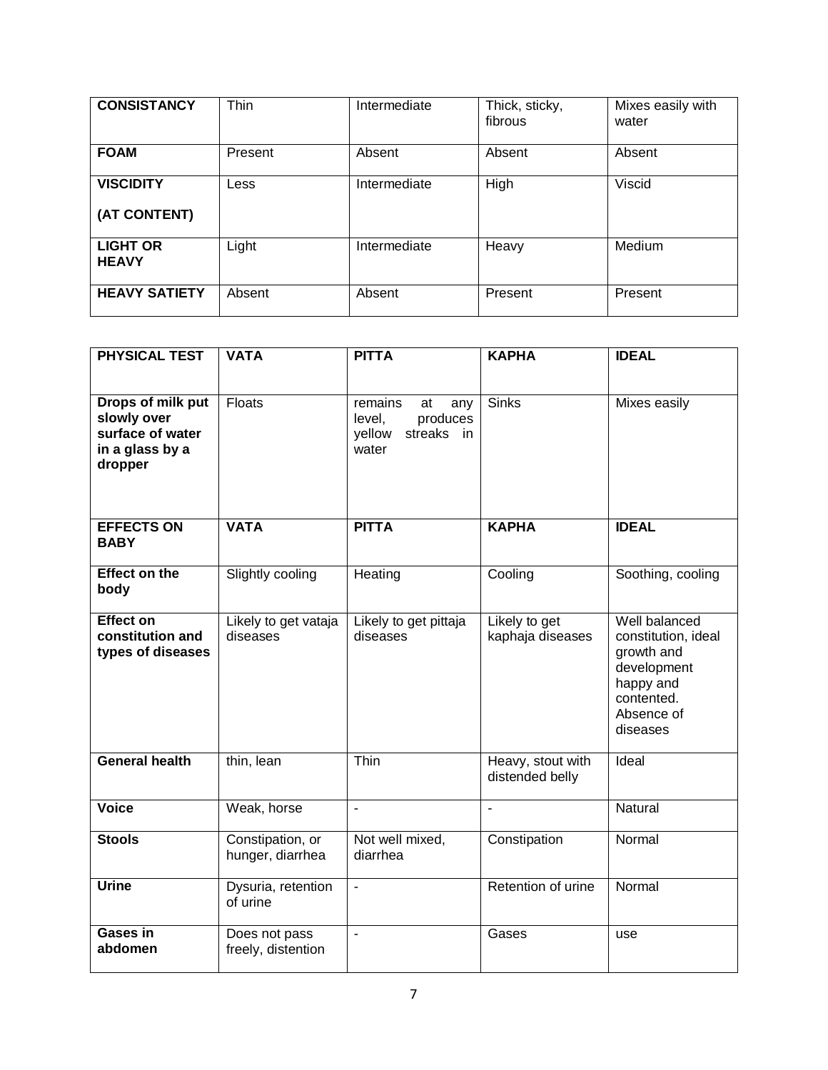| CONSISTANCY | Thin | Intermediate | Thick, sticky, fibrous | Mixes easily with water |
|---|---|---|---|---|
| **FOAM** | Present | Absent | Absent | Absent |
| **VISCIDITY (AT CONTENT)** | Less | Intermediate | High | Viscid |
| **LIGHT OR HEAVY** | Light | Intermediate | Heavy | Medium |
| **HEAVY SATIETY** | Absent | Absent | Present | Present |

| PHYSICAL TEST | VATA | PITTA | KAPHA | IDEAL |
|---|---|---|---|---|
| **Drops of milk put slowly over surface of water in a glass by a dropper** | Floats | remains at any level, produces yellow streaks in water | Sinks | Mixes easily |
| **EFFECTS ON BABY** | **VATA** | **PITTA** | **KAPHA** | **IDEAL** |
| **Effect on the body** | Slightly cooling | Heating | Cooling | Soothing, cooling |
| **Effect on constitution and types of diseases** | Likely to get vataja diseases | Likely to get pittaja diseases | Likely to get kaphaja diseases | Well balanced constitution, ideal growth and development happy and contented. Absence of diseases |
| **General health** | thin, lean | Thin | Heavy, stout with distended belly | Ideal |
| **Voice** | Weak, horse | - | - | Natural |
| **Stools** | Constipation, or hunger, diarrhea | Not well mixed, diarrhea | Constipation | Normal |
| **Urine** | Dysuria, retention of urine | - | Retention of urine | Normal |
| **Gases in abdomen** | Does not pass freely, distention | - | Gases | use |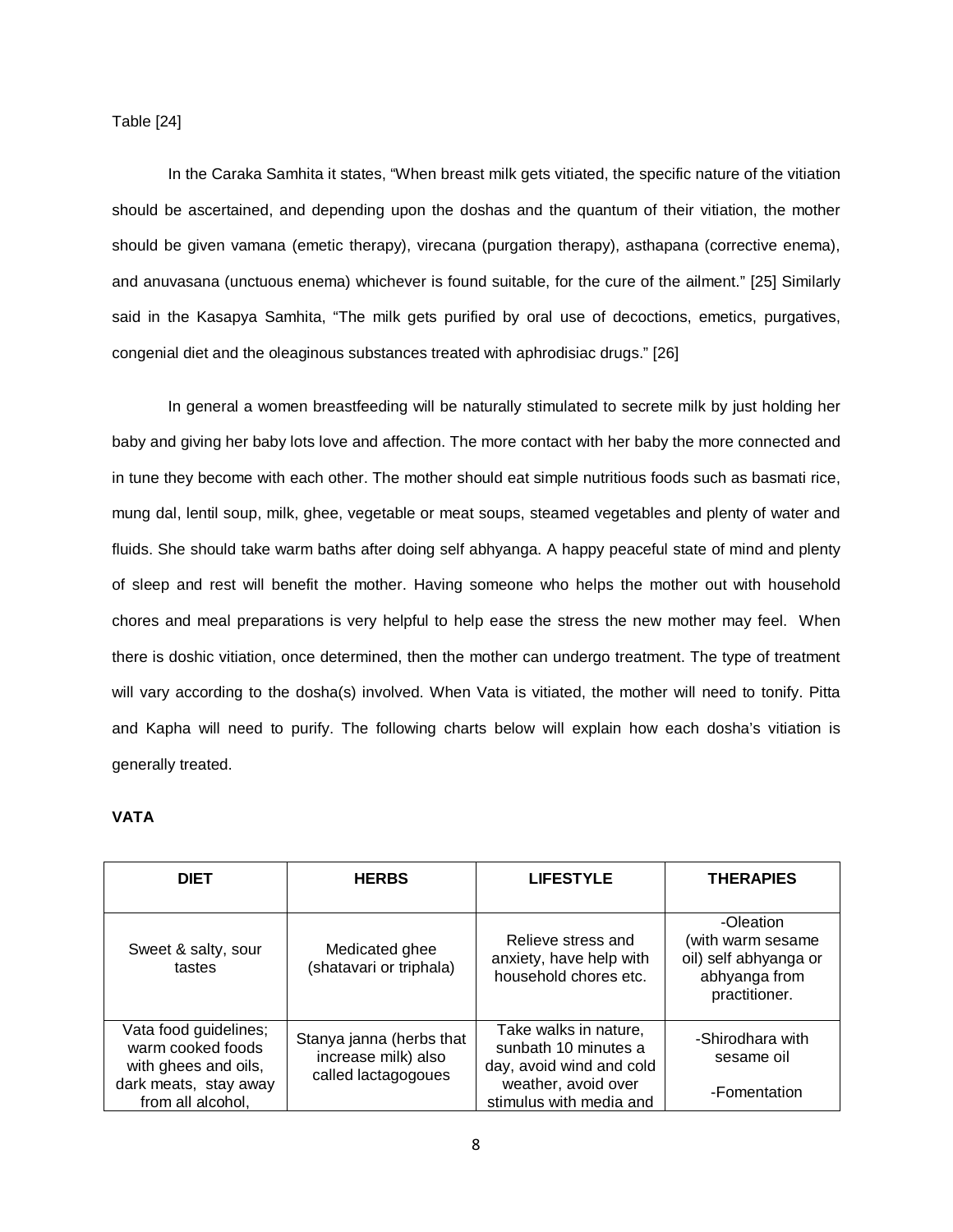Table [24]

In the Caraka Samhita it states, “When breast milk gets vitiated, the specific nature of the vitiation should be ascertained, and depending upon the doshas and the quantum of their vitiation, the mother should be given vamana (emetic therapy), virecana (purgation therapy), asthapana (corrective enema), and anuvasana (unctuous enema) whichever is found suitable, for the cure of the ailment.” [25] Similarly said in the Kasapya Samhita, “The milk gets purified by oral use of decoctions, emetics, purgatives, congenial diet and the oleaginous substances treated with aphrodisiac drugs.” [26]

In general a women breastfeeding will be naturally stimulated to secrete milk by just holding her baby and giving her baby lots love and affection. The more contact with her baby the more connected and in tune they become with each other. The mother should eat simple nutritious foods such as basmati rice, mung dal, lentil soup, milk, ghee, vegetable or meat soups, steamed vegetables and plenty of water and fluids. She should take warm baths after doing self abhyanga. A happy peaceful state of mind and plenty of sleep and rest will benefit the mother. Having someone who helps the mother out with household chores and meal preparations is very helpful to help ease the stress the new mother may feel. When there is doshic vitiation, once determined, then the mother can undergo treatment. The type of treatment will vary according to the dosha(s) involved. When Vata is vitiated, the mother will need to tonify. Pitta and Kapha will need to purify. The following charts below will explain how each dosha's vitiation is generally treated.

**VATA**

| DIET | HERBS | LIFESTYLE | THERAPIES |
|---|---|---|---|
| Sweet & salty, sour tastes | Medicated ghee (shatavari or triphala) | Relieve stress and anxiety, have help with household chores etc. | -Oleation (with warm sesame oil) self abhyanga or abhyanga from practitioner. |
| Vata food guidelines; warm cooked foods with ghees and oils, dark meats, stay away from all alcohol, | Stanya janna (herbs that increase milk) also called lactagogoues | Take walks in nature, sunbath 10 minutes a day, avoid wind and cold weather, avoid over stimulus with media and | -Shirodhara with sesame oil<br><br>-Fomentation |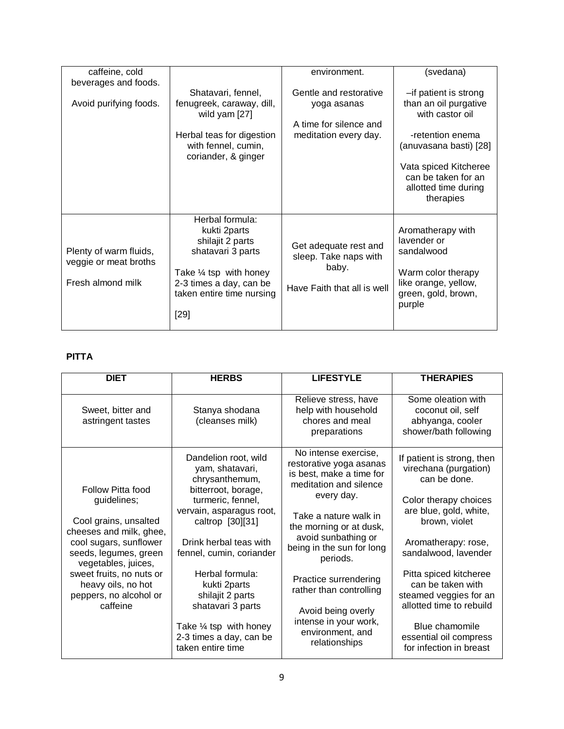| | | | |
|---|---|---|---|
| caffeine, cold beverages and foods.<br><br>Avoid purifying foods. | Shatavari, fennel, fenugreek, caraway, dill, wild yam [27]<br><br>Herbal teas for digestion with fennel, cumin, coriander, & ginger | environment.<br><br>Gentle and restorative yoga asanas<br><br>A time for silence and meditation every day. | (svedana)<br><br>–if patient is strong than an oil purgative with castor oil<br><br>-retention enema (anuvasana basti) [28]<br><br>Vata spiced Kitcheree can be taken for an allotted time during therapies |
| Plenty of warm fluids, veggie or meat broths<br><br>Fresh almond milk | Herbal formula:<br>kukti 2parts<br>shilajit 2 parts<br>shatavari 3 parts<br><br>Take ¼ tsp with honey 2-3 times a day, can be taken entire time nursing<br><br>[29] | Get adequate rest and sleep. Take naps with baby.<br><br>Have Faith that all is well | Aromatherapy with lavender or sandalwood<br><br>Warm color therapy like orange, yellow, green, gold, brown, purple |

**PITTA**

| DIET | HERBS | LIFESTYLE | THERAPIES |
|---|---|---|---|
| Sweet, bitter and astringent tastes | Stanya shodana (cleanses milk) | Relieve stress, have help with household chores and meal preparations | Some oleation with coconut oil, self abhyanga, cooler shower/bath following |
| Follow Pitta food guidelines;<br><br>Cool grains, unsalted cheeses and milk, ghee, cool sugars, sunflower seeds, legumes, green vegetables, juices, sweet fruits, no nuts or heavy oils, no hot peppers, no alcohol or caffeine | Dandelion root, wild yam, shatavari, chrysanthemum, bitterroot, borage, turmeric, fennel, vervain, asparagus root, caltrop [30][31]<br><br>Drink herbal teas with fennel, cumin, coriander<br><br>Herbal formula:<br>kukti 2parts<br>shilajit 2 parts<br>shatavari 3 parts<br><br>Take ¼ tsp with honey 2-3 times a day, can be taken entire time | No intense exercise, restorative yoga asanas is best, make a time for meditation and silence every day.<br><br>Take a nature walk in the morning or at dusk, avoid sunbathing or being in the sun for long periods.<br><br>Practice surrendering rather than controlling<br><br>Avoid being overly intense in your work, environment, and relationships | If patient is strong, then virechana (purgation) can be done.<br><br>Color therapy choices are blue, gold, white, brown, violet<br><br>Aromatherapy: rose, sandalwood, lavender<br><br>Pitta spiced kitcheree can be taken with steamed veggies for an allotted time to rebuild<br><br>Blue chamomile essential oil compress for infection in breast |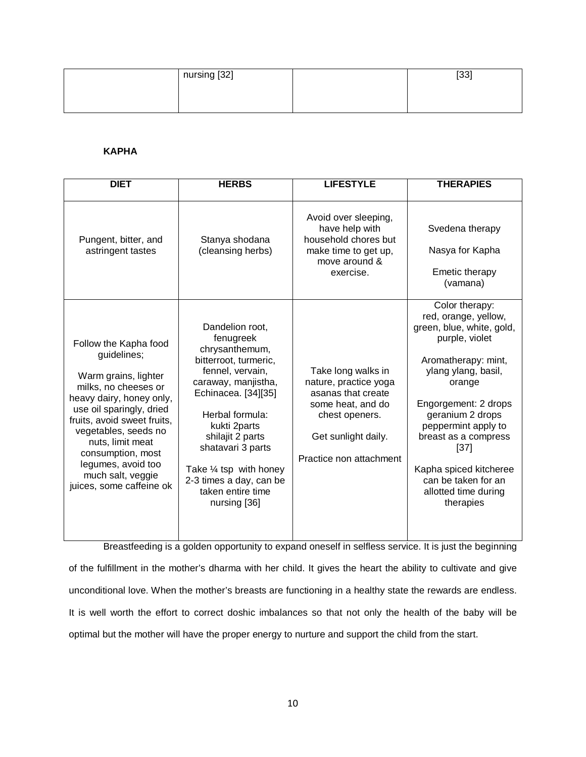| | nursing [32] | | [33] |
|---|---|---|---|

**KAPHA**

| DIET | HERBS | LIFESTYLE | THERAPIES |
|---|---|---|---|
| Pungent, bitter, and astringent tastes | Stanya shodana (cleansing herbs) | Avoid over sleeping, have help with household chores but make time to get up, move around & exercise. | Svedena therapy<br><br>Nasya for Kapha<br><br>Emetic therapy (vamana) |
| Follow the Kapha food guidelines;<br><br>Warm grains, lighter milks, no cheeses or heavy dairy, honey only, use oil sparingly, dried fruits, avoid sweet fruits, vegetables, seeds no nuts, limit meat consumption, most legumes, avoid too much salt, veggie juices, some caffeine ok | Dandelion root, fenugreek chrysanthemum, bitterroot, turmeric, fennel, vervain, caraway, manjistha, Echinacea. [34][35]<br><br>Herbal formula:<br>kukti 2parts<br>shilajit 2 parts<br>shatavari 3 parts<br><br>Take ¼ tsp with honey 2-3 times a day, can be taken entire time nursing [36] | Take long walks in nature, practice yoga asanas that create some heat, and do chest openers.<br><br>Get sunlight daily.<br><br>Practice non attachment | Color therapy: red, orange, yellow, green, blue, white, gold, purple, violet<br><br>Aromatherapy: mint, ylang ylang, basil, orange<br><br>Engorgement: 2 drops geranium 2 drops peppermint apply to breast as a compress [37]<br><br>Kapha spiced kitcheree can be taken for an allotted time during therapies |

Breastfeeding is a golden opportunity to expand oneself in selfless service. It is just the beginning of the fulfillment in the mother's dharma with her child. It gives the heart the ability to cultivate and give unconditional love. When the mother's breasts are functioning in a healthy state the rewards are endless. It is well worth the effort to correct doshic imbalances so that not only the health of the baby will be optimal but the mother will have the proper energy to nurture and support the child from the start.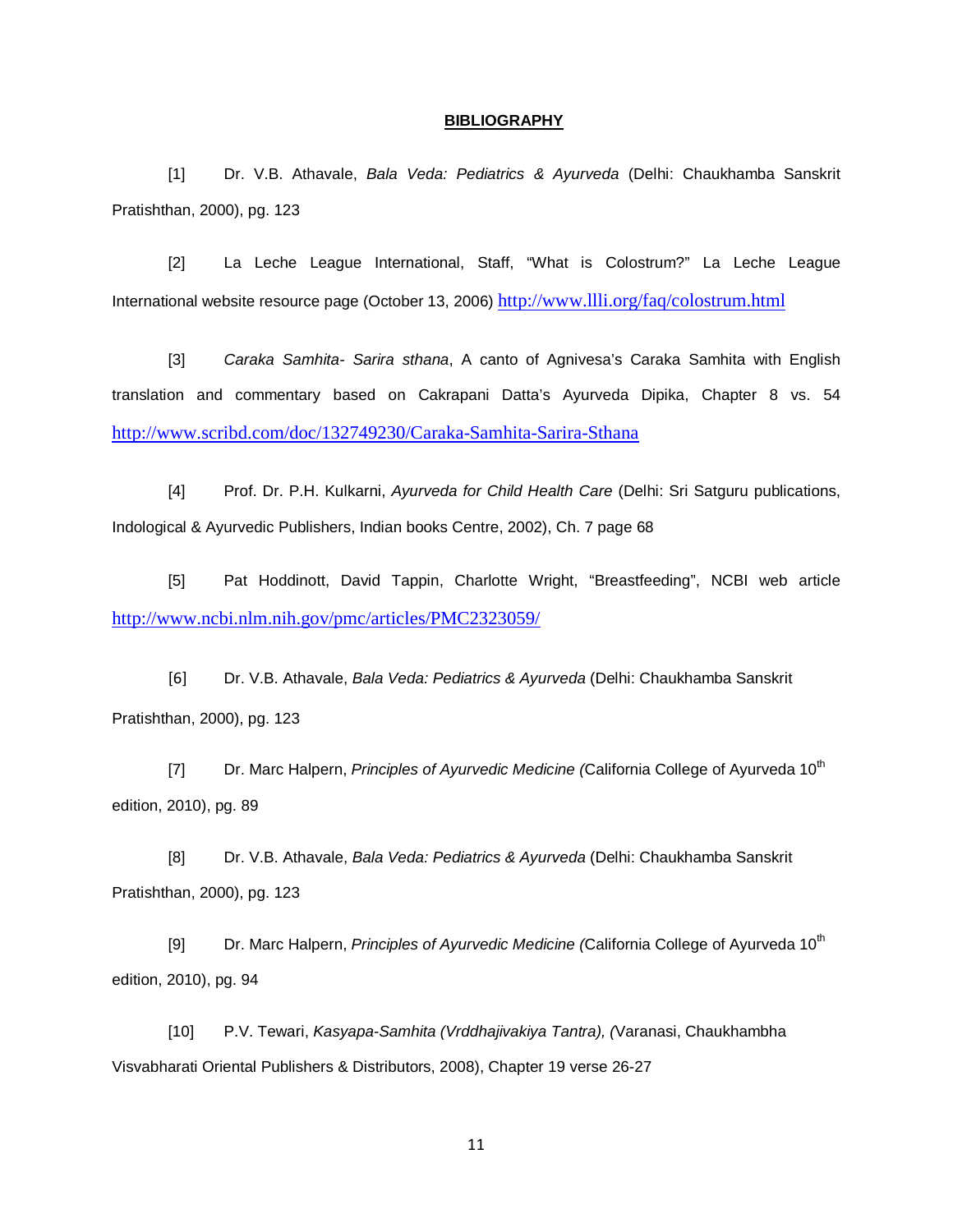**BIBLIOGRAPHY**

[1] Dr. V.B. Athavale, *Bala Veda: Pediatrics & Ayurveda* (Delhi: Chaukhamba Sanskrit Pratishthan, 2000), pg. 123

[2] La Leche League International, Staff, "What is Colostrum?" La Leche League International website resource page (October 13, 2006) http://www.llli.org/faq/colostrum.html

[3] *Caraka Samhita- Sarira sthana*, A canto of Agnivesa's Caraka Samhita with English translation and commentary based on Cakrapani Datta's Ayurveda Dipika, Chapter 8 vs. 54 http://www.scribd.com/doc/132749230/Caraka-Samhita-Sarira-Sthana

[4] Prof. Dr. P.H. Kulkarni, *Ayurveda for Child Health Care* (Delhi: Sri Satguru publications, Indological & Ayurvedic Publishers, Indian books Centre, 2002), Ch. 7 page 68

[5] Pat Hoddinott, David Tappin, Charlotte Wright, "Breastfeeding", NCBI web article http://www.ncbi.nlm.nih.gov/pmc/articles/PMC2323059/

[6] Dr. V.B. Athavale, *Bala Veda: Pediatrics & Ayurveda* (Delhi: Chaukhamba Sanskrit Pratishthan, 2000), pg. 123

[7] Dr. Marc Halpern, *Principles of Ayurvedic Medicine (*California College of Ayurveda 10th edition, 2010), pg. 89

[8] Dr. V.B. Athavale, *Bala Veda: Pediatrics & Ayurveda* (Delhi: Chaukhamba Sanskrit Pratishthan, 2000), pg. 123

[9] Dr. Marc Halpern, *Principles of Ayurvedic Medicine (*California College of Ayurveda 10th edition, 2010), pg. 94

[10] P.V. Tewari, *Kasyapa-Samhita (Vrddhajivakiya Tantra), (*Varanasi, Chaukhambha Visvabharati Oriental Publishers & Distributors, 2008), Chapter 19 verse 26-27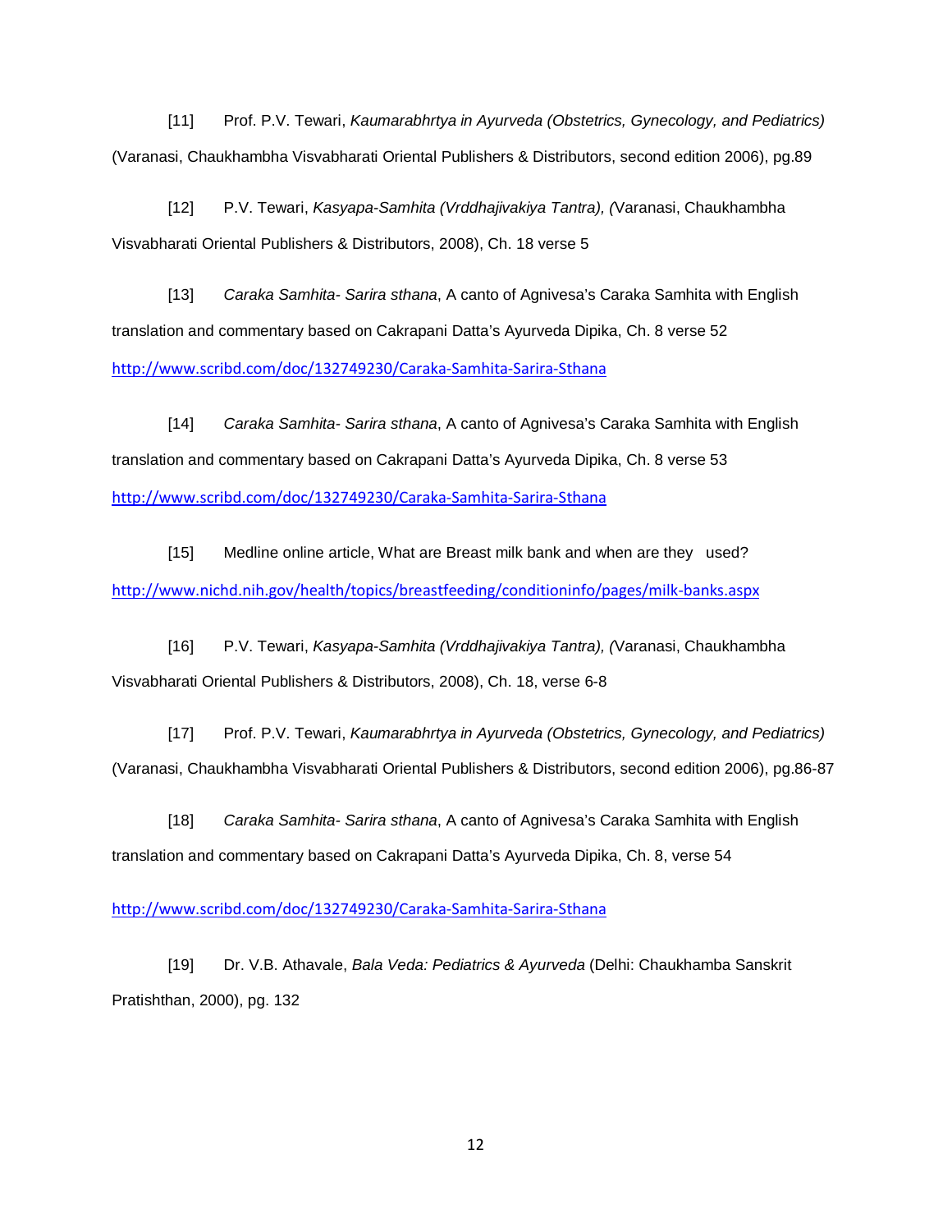[11] Prof. P.V. Tewari, *Kaumarabhrtya in Ayurveda (Obstetrics, Gynecology, and Pediatrics)* (Varanasi, Chaukhambha Visvabharati Oriental Publishers & Distributors, second edition 2006), pg.89

[12] P.V. Tewari, *Kasyapa-Samhita (Vrddhajivakiya Tantra), (*Varanasi, Chaukhambha Visvabharati Oriental Publishers & Distributors, 2008), Ch. 18 verse 5

[13] *Caraka Samhita- Sarira sthana*, A canto of Agnivesa's Caraka Samhita with English translation and commentary based on Cakrapani Datta's Ayurveda Dipika, Ch. 8 verse 52 http://www.scribd.com/doc/132749230/Caraka-Samhita-Sarira-Sthana

[14] *Caraka Samhita- Sarira sthana*, A canto of Agnivesa's Caraka Samhita with English translation and commentary based on Cakrapani Datta's Ayurveda Dipika, Ch. 8 verse 53 http://www.scribd.com/doc/132749230/Caraka-Samhita-Sarira-Sthana

[15] Medline online article, What are Breast milk bank and when are they used? http://www.nichd.nih.gov/health/topics/breastfeeding/conditioninfo/pages/milk-banks.aspx

[16] P.V. Tewari, *Kasyapa-Samhita (Vrddhajivakiya Tantra), (*Varanasi, Chaukhambha Visvabharati Oriental Publishers & Distributors, 2008), Ch. 18, verse 6-8

[17] Prof. P.V. Tewari, *Kaumarabhrtya in Ayurveda (Obstetrics, Gynecology, and Pediatrics)* (Varanasi, Chaukhambha Visvabharati Oriental Publishers & Distributors, second edition 2006), pg.86-87

[18] *Caraka Samhita- Sarira sthana*, A canto of Agnivesa's Caraka Samhita with English translation and commentary based on Cakrapani Datta's Ayurveda Dipika, Ch. 8, verse 54

http://www.scribd.com/doc/132749230/Caraka-Samhita-Sarira-Sthana

[19] Dr. V.B. Athavale, *Bala Veda: Pediatrics & Ayurveda* (Delhi: Chaukhamba Sanskrit Pratishthan, 2000), pg. 132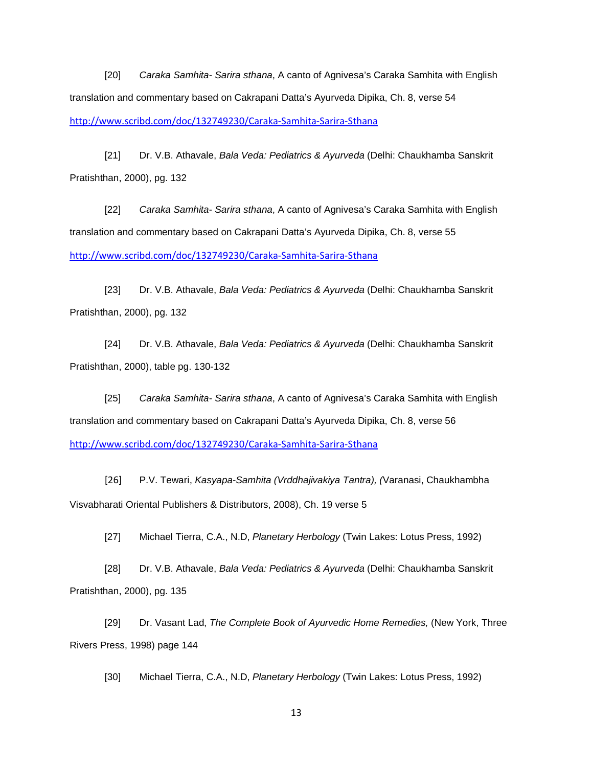[20] *Caraka Samhita- Sarira sthana*, A canto of Agnivesa's Caraka Samhita with English translation and commentary based on Cakrapani Datta's Ayurveda Dipika, Ch. 8, verse 54 http://www.scribd.com/doc/132749230/Caraka-Samhita-Sarira-Sthana

[21] Dr. V.B. Athavale, *Bala Veda: Pediatrics & Ayurveda* (Delhi: Chaukhamba Sanskrit Pratishthan, 2000), pg. 132

[22] *Caraka Samhita- Sarira sthana*, A canto of Agnivesa's Caraka Samhita with English translation and commentary based on Cakrapani Datta's Ayurveda Dipika, Ch. 8, verse 55 http://www.scribd.com/doc/132749230/Caraka-Samhita-Sarira-Sthana

[23] Dr. V.B. Athavale, *Bala Veda: Pediatrics & Ayurveda* (Delhi: Chaukhamba Sanskrit Pratishthan, 2000), pg. 132

[24] Dr. V.B. Athavale, *Bala Veda: Pediatrics & Ayurveda* (Delhi: Chaukhamba Sanskrit Pratishthan, 2000), table pg. 130-132

[25] *Caraka Samhita- Sarira sthana*, A canto of Agnivesa's Caraka Samhita with English translation and commentary based on Cakrapani Datta's Ayurveda Dipika, Ch. 8, verse 56 http://www.scribd.com/doc/132749230/Caraka-Samhita-Sarira-Sthana

[26] P.V. Tewari, *Kasyapa-Samhita (Vrddhajivakiya Tantra), (*Varanasi, Chaukhambha Visvabharati Oriental Publishers & Distributors, 2008), Ch. 19 verse 5

[27] Michael Tierra, C.A., N.D, *Planetary Herbology* (Twin Lakes: Lotus Press, 1992)

[28] Dr. V.B. Athavale, *Bala Veda: Pediatrics & Ayurveda* (Delhi: Chaukhamba Sanskrit Pratishthan, 2000), pg. 135

[29] Dr. Vasant Lad, *The Complete Book of Ayurvedic Home Remedies,* (New York, Three Rivers Press, 1998) page 144

[30] Michael Tierra, C.A., N.D, *Planetary Herbology* (Twin Lakes: Lotus Press, 1992)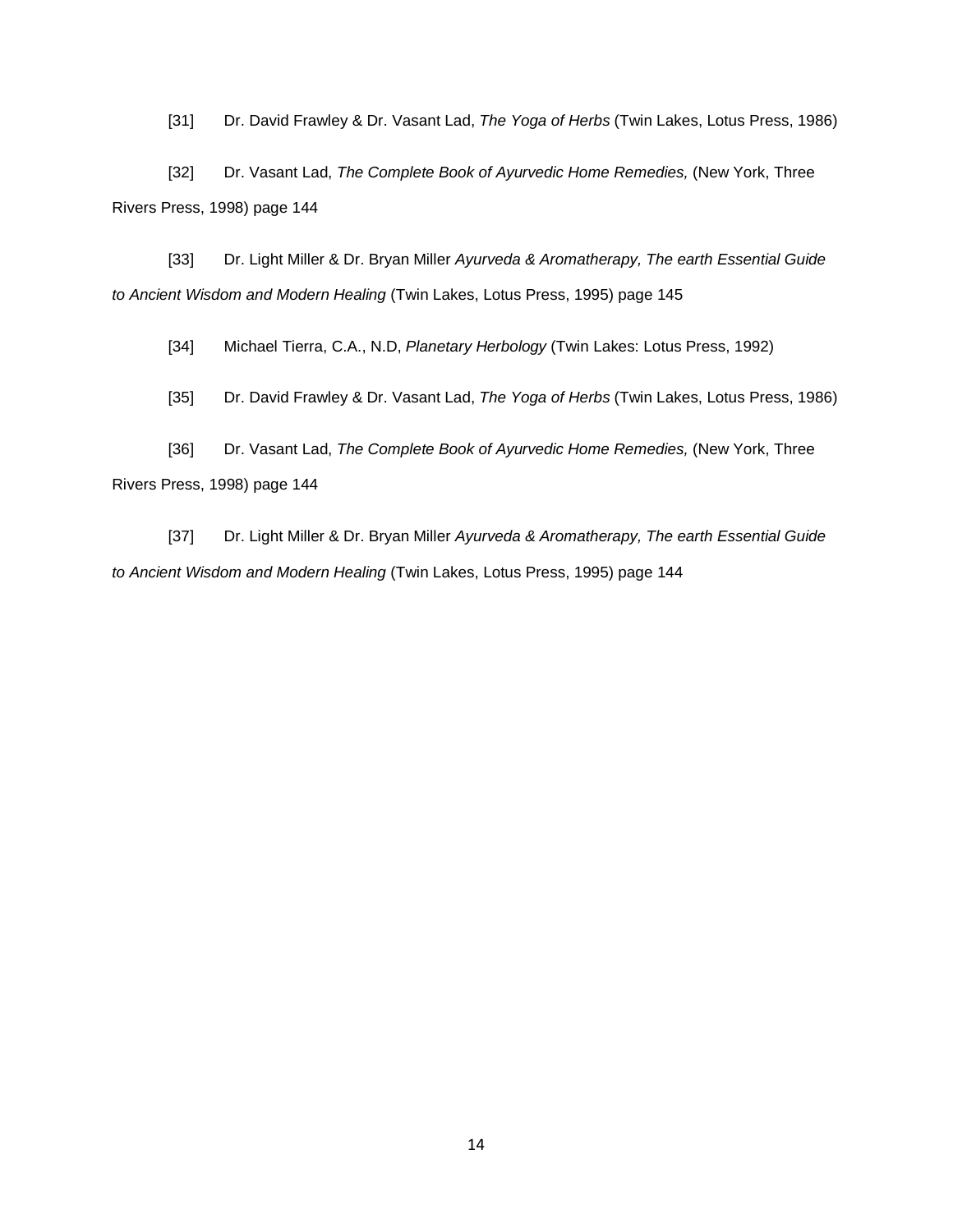[31] Dr. David Frawley & Dr. Vasant Lad, *The Yoga of Herbs* (Twin Lakes, Lotus Press, 1986)

[32] Dr. Vasant Lad, *The Complete Book of Ayurvedic Home Remedies,* (New York, Three Rivers Press, 1998) page 144

[33] Dr. Light Miller & Dr. Bryan Miller *Ayurveda & Aromatherapy, The earth Essential Guide to Ancient Wisdom and Modern Healing* (Twin Lakes, Lotus Press, 1995) page 145

[34] Michael Tierra, C.A., N.D, *Planetary Herbology* (Twin Lakes: Lotus Press, 1992)

[35] Dr. David Frawley & Dr. Vasant Lad, *The Yoga of Herbs* (Twin Lakes, Lotus Press, 1986)

[36] Dr. Vasant Lad, *The Complete Book of Ayurvedic Home Remedies,* (New York, Three Rivers Press, 1998) page 144

[37] Dr. Light Miller & Dr. Bryan Miller *Ayurveda & Aromatherapy, The earth Essential Guide to Ancient Wisdom and Modern Healing* (Twin Lakes, Lotus Press, 1995) page 144